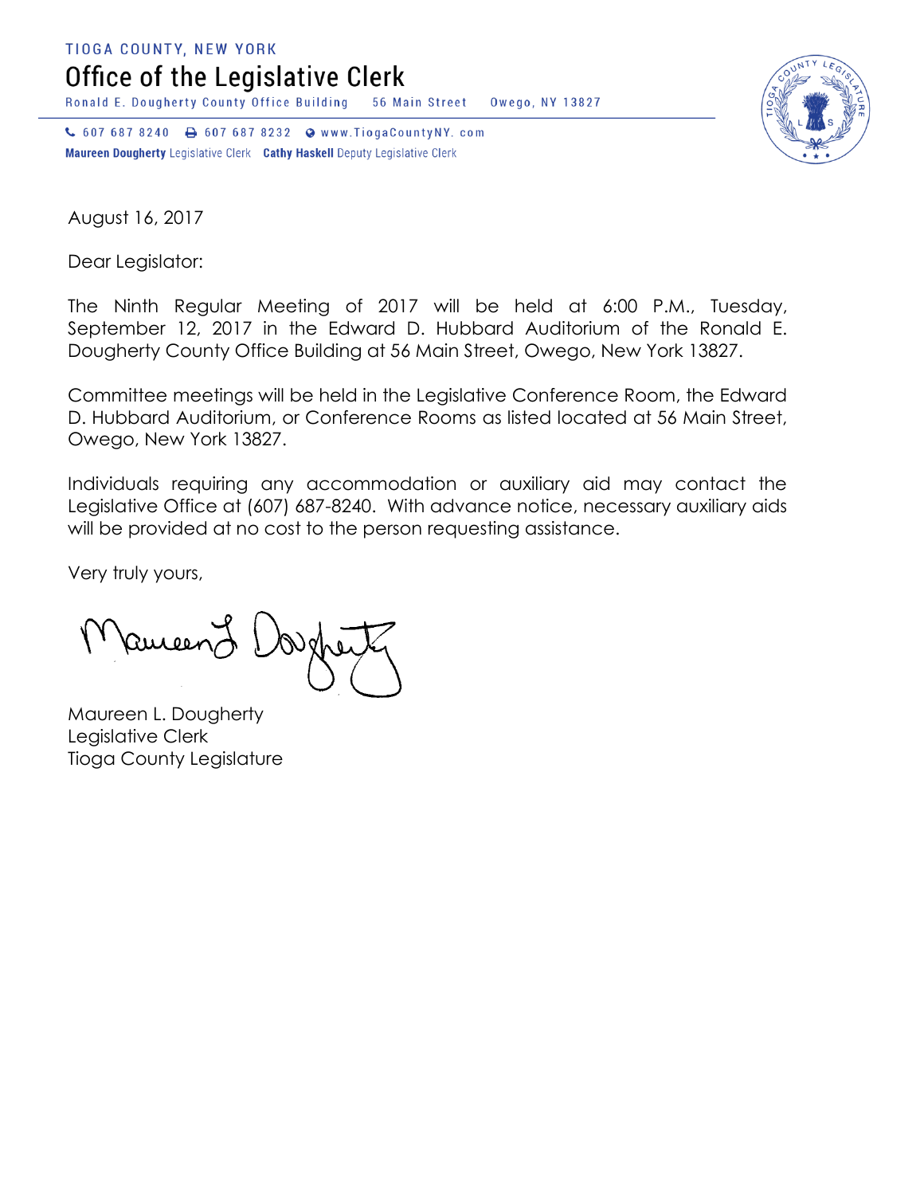TIOGA COUNTY, NEW YORK

# Office of the Legislative Clerk

Ronald E. Dougherty County Office Building 56 Main Street Owego, NY 13827

607 687 8240 607 687 8232 www.TiogaCountyNY. com

**Maureen Dougherty** Legislative Clerk **Cathy Haskell** Deputy Legislative Clerk

August 16, 2017

Dear Legislator:

The Ninth Regular Meeting of 2017 will be held at 6:00 P.M., Tuesday, September 12, 2017 in the Edward D. Hubbard Auditorium of the Ronald E. Dougherty County Office Building at 56 Main Street, Owego, New York 13827.

Committee meetings will be held in the Legislative Conference Room, the Edward D. Hubbard Auditorium, or Conference Rooms as listed located at 56 Main Street, Owego, New York 13827.

Individuals requiring any accommodation or auxiliary aid may contact the Legislative Office at (607) 687-8240. With advance notice, necessary auxiliary aids will be provided at no cost to the person requesting assistance.

Very truly yours,

Maureen L. Dougherty
Legislative Clerk
Tioga County Legislature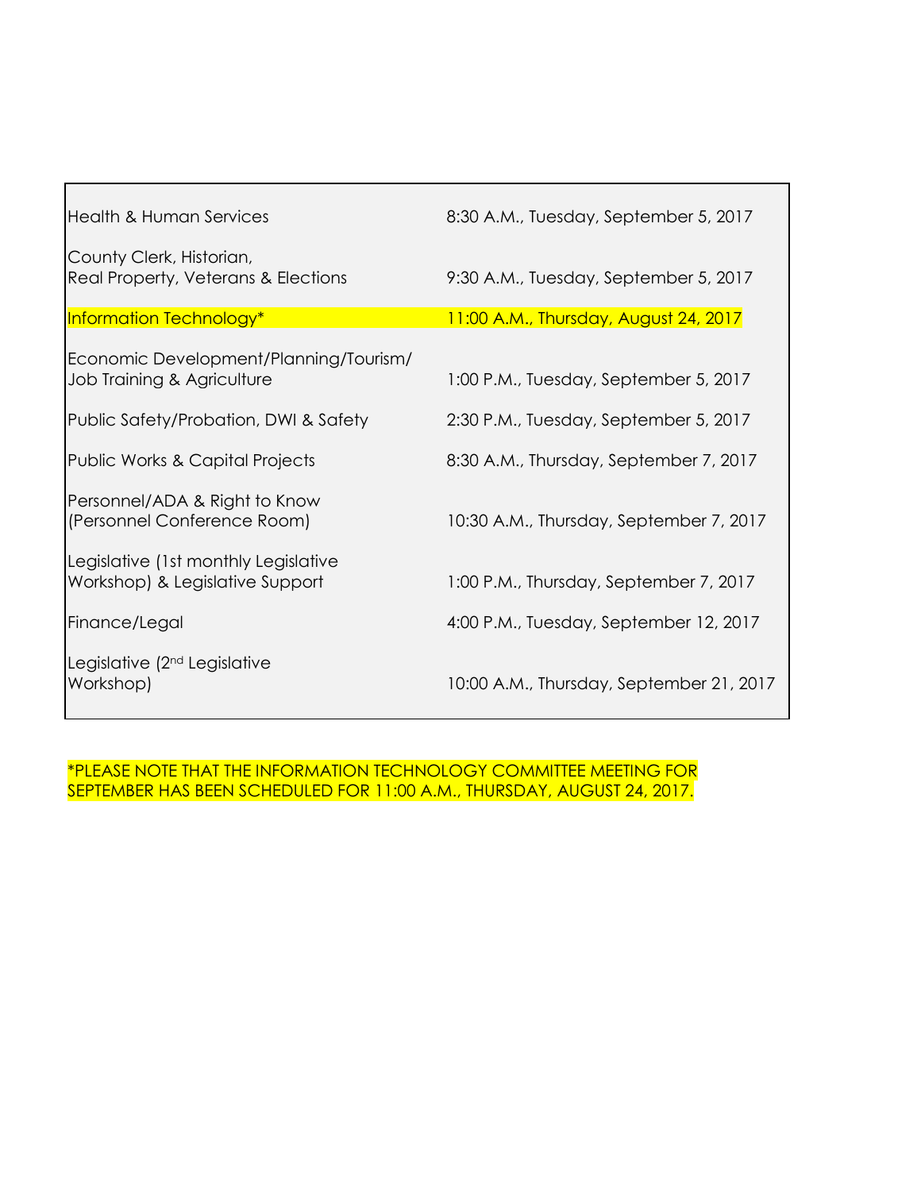| | |
|---|---|
| Health & Human Services | 8:30 A.M., Tuesday, September 5, 2017 |
| County Clerk, Historian, Real Property, Veterans & Elections | 9:30 A.M., Tuesday, September 5, 2017 |
| Information Technology* | 11:00 A.M., Thursday, August 24, 2017 |
| Economic Development/Planning/Tourism/ Job Training & Agriculture | 1:00 P.M., Tuesday, September 5, 2017 |
| Public Safety/Probation, DWI & Safety | 2:30 P.M., Tuesday, September 5, 2017 |
| Public Works & Capital Projects | 8:30 A.M., Thursday, September 7, 2017 |
| Personnel/ADA & Right to Know (Personnel Conference Room) | 10:30 A.M., Thursday, September 7, 2017 |
| Legislative (1st monthly Legislative Workshop) & Legislative Support | 1:00 P.M., Thursday, September 7, 2017 |
| Finance/Legal | 4:00 P.M., Tuesday, September 12, 2017 |
| Legislative (2nd Legislative Workshop) | 10:00 A.M., Thursday, September 21, 2017 |

*PLEASE NOTE THAT THE INFORMATION TECHNOLOGY COMMITTEE MEETING FOR SEPTEMBER HAS BEEN SCHEDULED FOR 11:00 A.M., THURSDAY, AUGUST 24, 2017.